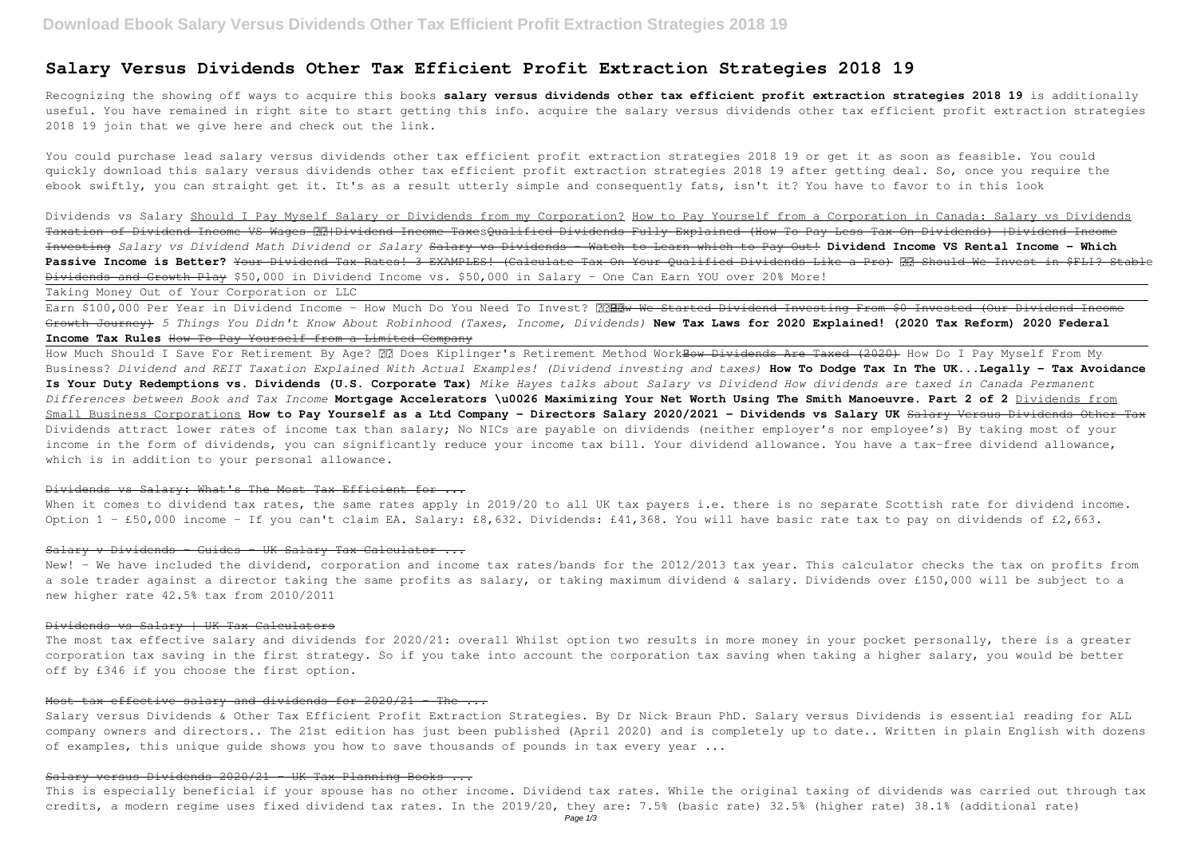# Salary Versus Dividends Other Tax Efficient Profit Extraction Strategies 2018 19

Recognizing the showing off ways to acquire this books **salary versus dividends other tax efficient profit extraction strategies 2018 19** is additionally useful. You have remained in right site to start getting this info. acquire the salary versus dividends other tax efficient profit extraction strategies 2018 19 join that we give here and check out the link.

You could purchase lead salary versus dividends other tax efficient profit extraction strategies 2018 19 or get it as soon as feasible. You could quickly download this salary versus dividends other tax efficient profit extraction strategies 2018 19 after getting deal. So, once you require the ebook swiftly, you can straight get it. It's as a result utterly simple and consequently fats, isn't it? You have to favor to in this look

Dividends vs Salary Should I Pay Myself Salary or Dividends from my Corporation? How to Pay Yourself from a Corporation in Canada: Salary vs Dividends ~~Taxation of Dividend Income VS Wages ||Dividend Income Taxes~~ ~~Qualified Dividends Fully Explained (How To Pay Less Tax On Dividends) |Dividend Income Investing~~ *Salary vs Dividend Math Dividend or Salary* ~~Salary vs Dividends - Watch to Learn which to Pay Out!~~ **Dividend Income VS Rental Income - Which Passive Income is Better?** ~~Your Dividend Tax Rates! 3 EXAMPLES! (Calculate Tax On Your Qualified Dividends Like a Pro)~~ ~~Should We Invest in $FLI? Stable Dividends and Growth Play~~ $50,000 in Dividend Income vs. $50,000 in Salary - One Can Earn YOU over 20% More!

Taking Money Out of Your Corporation or LLC

Earn $100,000 Per Year in Dividend Income - How Much Do You Need To Invest? ~~How We Started Dividend Investing From $0 Invested (Our Dividend Income Growth Journey)~~ *5 Things You Didn't Know About Robinhood (Taxes, Income, Dividends)* **New Tax Laws for 2020 Explained! (2020 Tax Reform) 2020 Federal Income Tax Rules** ~~How To Pay Yourself from a Limited Company~~

How Much Should I Save For Retirement By Age? Does Kiplinger's Retirement Method Work? ~~How Dividends Are Taxed (2020)~~ How Do I Pay Myself From My Business? *Dividend and REIT Taxation Explained With Actual Examples! (Dividend investing and taxes)* **How To Dodge Tax In The UK...Legally - Tax Avoidance Is Your Duty Redemptions vs. Dividends (U.S. Corporate Tax)** *Mike Hayes talks about Salary vs Dividend How dividends are taxed in Canada Permanent Differences between Book and Tax Income* **Mortgage Accelerators \u0026 Maximizing Your Net Worth Using The Smith Manoeuvre. Part 2 of 2** Dividends from Small Business Corporations **How to Pay Yourself as a Ltd Company - Directors Salary 2020/2021 - Dividends vs Salary UK** ~~Salary Versus Dividends Other Tax~~

Dividends attract lower rates of income tax than salary; No NICs are payable on dividends (neither employer's nor employee's) By taking most of your income in the form of dividends, you can significantly reduce your income tax bill. Your dividend allowance. You have a tax-free dividend allowance, which is in addition to your personal allowance.

~~Dividends vs Salary: What's The Most Tax Efficient for ...~~

When it comes to dividend tax rates, the same rates apply in 2019/20 to all UK tax payers i.e. there is no separate Scottish rate for dividend income. Option 1 – £50,000 income – If you can't claim EA. Salary: £8,632. Dividends: £41,368. You will have basic rate tax to pay on dividends of £2,663.

~~Salary v Dividends - Guides - UK Salary Tax Calculator ...~~

New! - We have included the dividend, corporation and income tax rates/bands for the 2012/2013 tax year. This calculator checks the tax on profits from a sole trader against a director taking the same profits as salary, or taking maximum dividend & salary. Dividends over £150,000 will be subject to a new higher rate 42.5% tax from 2010/2011

~~Dividends vs Salary | UK Tax Calculators~~

The most tax effective salary and dividends for 2020/21: overall Whilst option two results in more money in your pocket personally, there is a greater corporation tax saving in the first strategy. So if you take into account the corporation tax saving when taking a higher salary, you would be better off by £346 if you choose the first option.

~~Most tax effective salary and dividends for 2020/21 - The ...~~

Salary versus Dividends & Other Tax Efficient Profit Extraction Strategies. By Dr Nick Braun PhD. Salary versus Dividends is essential reading for ALL company owners and directors.. The 21st edition has just been published (April 2020) and is completely up to date.. Written in plain English with dozens of examples, this unique guide shows you how to save thousands of pounds in tax every year ...

~~Salary versus Dividends 2020/21 - UK Tax Planning Books ...~~

This is especially beneficial if your spouse has no other income. Dividend tax rates. While the original taxing of dividends was carried out through tax credits, a modern regime uses fixed dividend tax rates. In the 2019/20, they are: 7.5% (basic rate) 32.5% (higher rate) 38.1% (additional rate)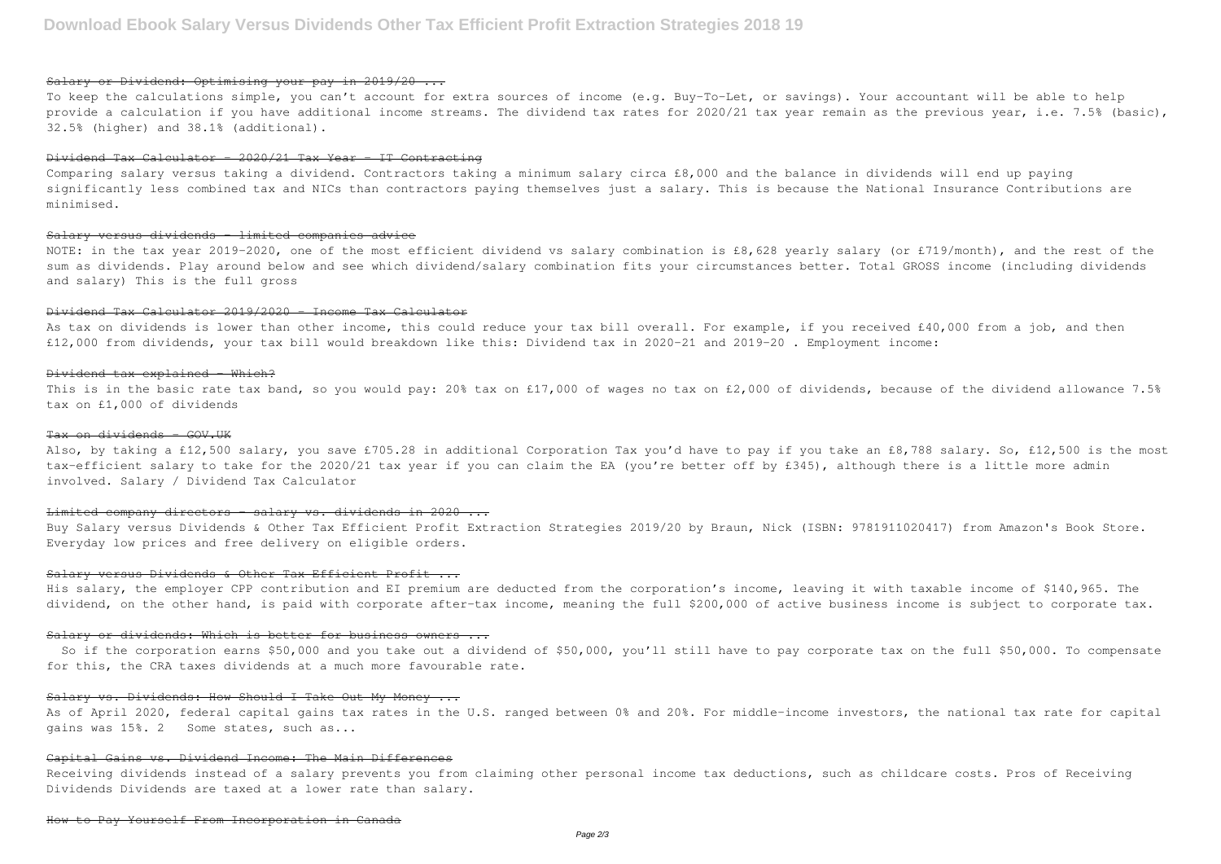### Salary or Dividend: Optimising your pay in 2019/20 ...

To keep the calculations simple, you can't account for extra sources of income (e.g. Buy-To-Let, or savings). Your accountant will be able to help provide a calculation if you have additional income streams. The dividend tax rates for 2020/21 tax year remain as the previous year, i.e. 7.5% (basic), 32.5% (higher) and 38.1% (additional).

### Dividend Tax Calculator - 2020/21 Tax Year - IT Contracting

Comparing salary versus taking a dividend. Contractors taking a minimum salary circa £8,000 and the balance in dividends will end up paying significantly less combined tax and NICs than contractors paying themselves just a salary. This is because the National Insurance Contributions are minimised.

### Salary versus dividends - limited companies advice

NOTE: in the tax year 2019-2020, one of the most efficient dividend vs salary combination is £8,628 yearly salary (or £719/month), and the rest of the sum as dividends. Play around below and see which dividend/salary combination fits your circumstances better. Total GROSS income (including dividends and salary) This is the full gross

### Dividend Tax Calculator 2019/2020 - Income Tax Calculator

As tax on dividends is lower than other income, this could reduce your tax bill overall. For example, if you received £40,000 from a job, and then £12,000 from dividends, your tax bill would breakdown like this: Dividend tax in 2020-21 and 2019-20 . Employment income:

### Dividend tax explained - Which?

This is in the basic rate tax band, so you would pay: 20% tax on £17,000 of wages no tax on £2,000 of dividends, because of the dividend allowance 7.5% tax on £1,000 of dividends

### Tax on dividends - GOV.UK

Also, by taking a £12,500 salary, you save £705.28 in additional Corporation Tax you'd have to pay if you take an £8,788 salary. So, £12,500 is the most tax-efficient salary to take for the 2020/21 tax year if you can claim the EA (you're better off by £345), although there is a little more admin involved. Salary / Dividend Tax Calculator

### Limited company directors – salary vs. dividends in 2020 ...

Buy Salary versus Dividends & Other Tax Efficient Profit Extraction Strategies 2019/20 by Braun, Nick (ISBN: 9781911020417) from Amazon's Book Store. Everyday low prices and free delivery on eligible orders.

### Salary versus Dividends & Other Tax Efficient Profit ...

His salary, the employer CPP contribution and EI premium are deducted from the corporation's income, leaving it with taxable income of $140,965. The dividend, on the other hand, is paid with corporate after-tax income, meaning the full $200,000 of active business income is subject to corporate tax.

### Salary or dividends: Which is better for business owners ...

So if the corporation earns $50,000 and you take out a dividend of $50,000, you'll still have to pay corporate tax on the full $50,000. To compensate for this, the CRA taxes dividends at a much more favourable rate.

### Salary vs. Dividends: How Should I Take Out My Money ...

As of April 2020, federal capital gains tax rates in the U.S. ranged between 0% and 20%. For middle-income investors, the national tax rate for capital gains was 15%. 2 Some states, such as...

### Capital Gains vs. Dividend Income: The Main Differences

Receiving dividends instead of a salary prevents you from claiming other personal income tax deductions, such as childcare costs. Pros of Receiving Dividends Dividends are taxed at a lower rate than salary.

### How to Pay Yourself From Incorporation in Canada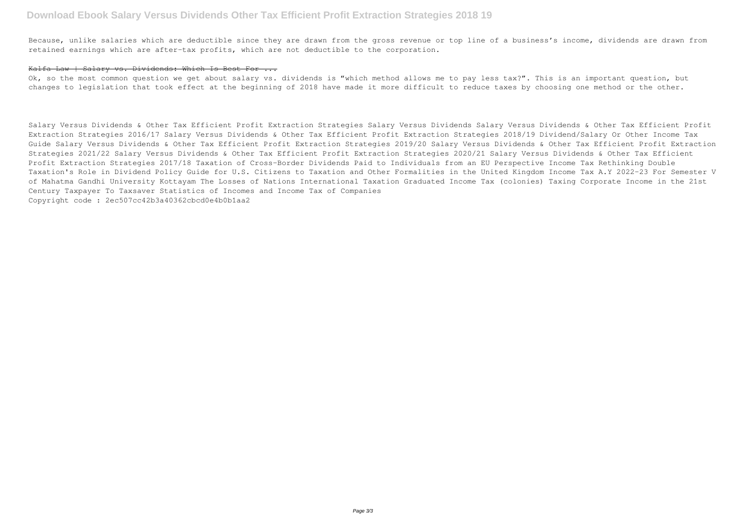Because, unlike salaries which are deductible since they are drawn from the gross revenue or top line of a business's income, dividends are drawn from retained earnings which are after-tax profits, which are not deductible to the corporation.

~~Kalfa Law | Salary vs. Dividends: Which Is Best For ...~~

Ok, so the most common question we get about salary vs. dividends is "which method allows me to pay less tax?". This is an important question, but changes to legislation that took effect at the beginning of 2018 have made it more difficult to reduce taxes by choosing one method or the other.

Salary Versus Dividends & Other Tax Efficient Profit Extraction Strategies Salary Versus Dividends Salary Versus Dividends & Other Tax Efficient Profit Extraction Strategies 2016/17 Salary Versus Dividends & Other Tax Efficient Profit Extraction Strategies 2018/19 Dividend/Salary Or Other Income Tax Guide Salary Versus Dividends & Other Tax Efficient Profit Extraction Strategies 2019/20 Salary Versus Dividends & Other Tax Efficient Profit Extraction Strategies 2021/22 Salary Versus Dividends & Other Tax Efficient Profit Extraction Strategies 2020/21 Salary Versus Dividends & Other Tax Efficient Profit Extraction Strategies 2017/18 Taxation of Cross-Border Dividends Paid to Individuals from an EU Perspective Income Tax Rethinking Double Taxation's Role in Dividend Policy Guide for U.S. Citizens to Taxation and Other Formalities in the United Kingdom Income Tax A.Y 2022-23 For Semester V of Mahatma Gandhi University Kottayam The Losses of Nations International Taxation Graduated Income Tax (colonies) Taxing Corporate Income in the 21st Century Taxpayer To Taxsaver Statistics of Incomes and Income Tax of Companies

Copyright code : 2ec507cc42b3a40362cbcd0e4b0b1aa2